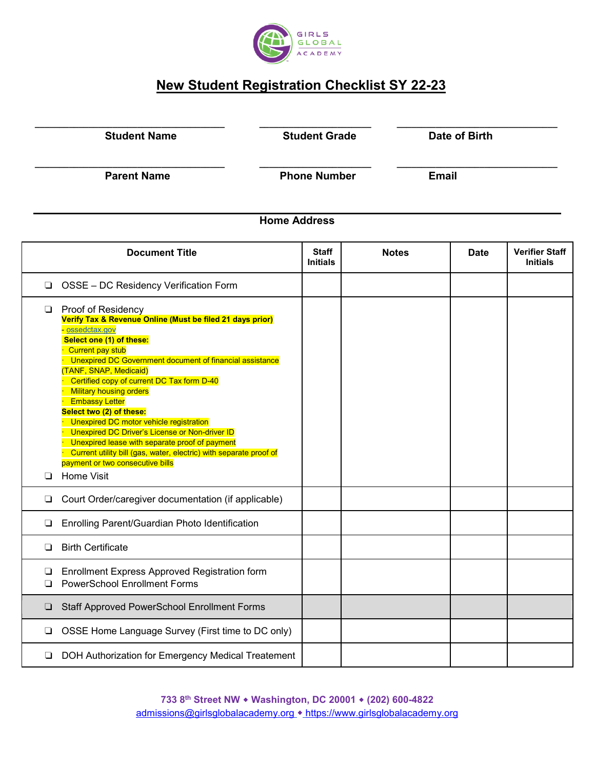GIRLS GLOBAL ACADEMY

# New Student Registration Checklist SY 22-23

_______________________________ Student Name

_______________________________ Student Grade

_______________________________ Date of Birth

_______________________________ Parent Name

_______________________________ Phone Number

_______________________________ Email

_______________________________ Home Address

| Document Title | Staff Initials | Notes | Date | Verifier Staff Initials |
|---|---|---|---|---|
| ❑ OSSE – DC Residency Verification Form | | | | |
| ❑ Proof of Residency<br>**Verify Tax & Revenue Online (Must be filed 21 days prior)**<br>- ossedctax.gov<br>**Select one (1) of these:**<br>· Current pay stub<br>· Unexpired DC Government document of financial assistance (TANF, SNAP, Medicaid)<br>· Certified copy of current DC Tax form D-40<br>· Military housing orders<br>· Embassy Letter<br>**Select two (2) of these:**<br>· Unexpired DC motor vehicle registration<br>· Unexpired DC Driver's License or Non-driver ID<br>· Unexpired lease with separate proof of payment<br>· Current utility bill (gas, water, electric) with separate proof of payment or two consecutive bills<br>❑ Home Visit | | | | |
| ❑ Court Order/caregiver documentation (if applicable) | | | | |
| ❑ Enrolling Parent/Guardian Photo Identification | | | | |
| ❑ Birth Certificate | | | | |
| ❑ Enrollment Express Approved Registration form<br>❑ PowerSchool Enrollment Forms | | | | |
| ❑ Staff Approved PowerSchool Enrollment Forms | | | | |
| ❑ OSSE Home Language Survey (First time to DC only) | | | | |
| ❑ DOH Authorization for Emergency Medical Treatement | | | | |

733 8th Street NW ◆ Washington, DC 20001 ◆ (202) 600-4822
admissions@girlsglobalacademy.org ◆ https://www.girlsglobalacademy.org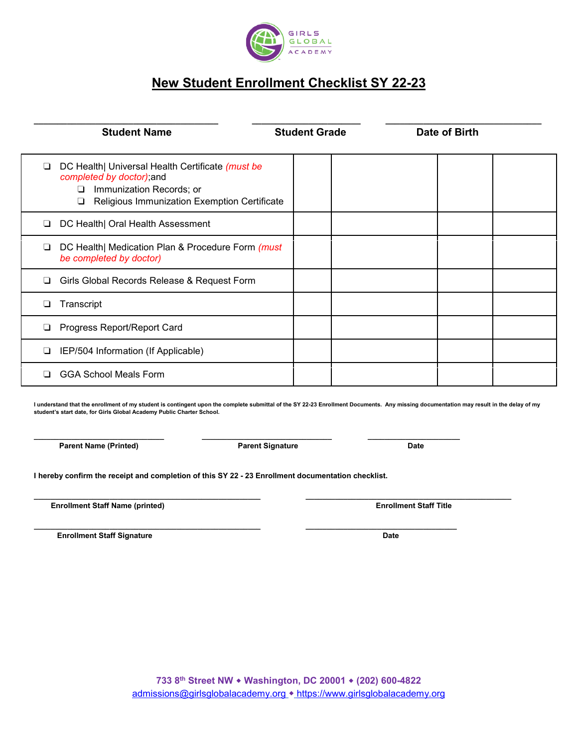# New Student Enrollment Checklist SY 22-23

| Student Name | Student Grade | Date of Birth |
|---|---|---|
| | | |

| | | | | |
|---|---|---|---|---|
| ❑ DC Health\| Universal Health Certificate *(must be completed by doctor)*;and<br>❑ Immunization Records; or<br>❑ Religious Immunization Exemption Certificate | | | | |
| ❑ DC Health\| Oral Health Assessment | | | | |
| ❑ DC Health\| Medication Plan & Procedure Form *(must be completed by doctor)* | | | | |
| ❑ Girls Global Records Release & Request Form | | | | |
| ❑ Transcript | | | | |
| ❑ Progress Report/Report Card | | | | |
| ❑ IEP/504 Information (If Applicable) | | | | |
| ❑ GGA School Meals Form | | | | |

**I understand that the enrollment of my student is contingent upon the complete submittal of the SY 22-23 Enrollment Documents. Any missing documentation may result in the delay of my student's start date, for Girls Global Academy Public Charter School.**

| Parent Name (Printed) | Parent Signature | Date |
|---|---|---|
| | | |

**I hereby confirm the receipt and completion of this SY 22 - 23 Enrollment documentation checklist.**

| Enrollment Staff Name (printed) | Enrollment Staff Title |
|---|---|
| | |

| Enrollment Staff Signature | Date |
|---|---|
| | |

**733 8th Street NW ◆ Washington, DC 20001 ◆ (202) 600-4822**
admissions@girlsglobalacademy.org ◆ https://www.girlsglobalacademy.org